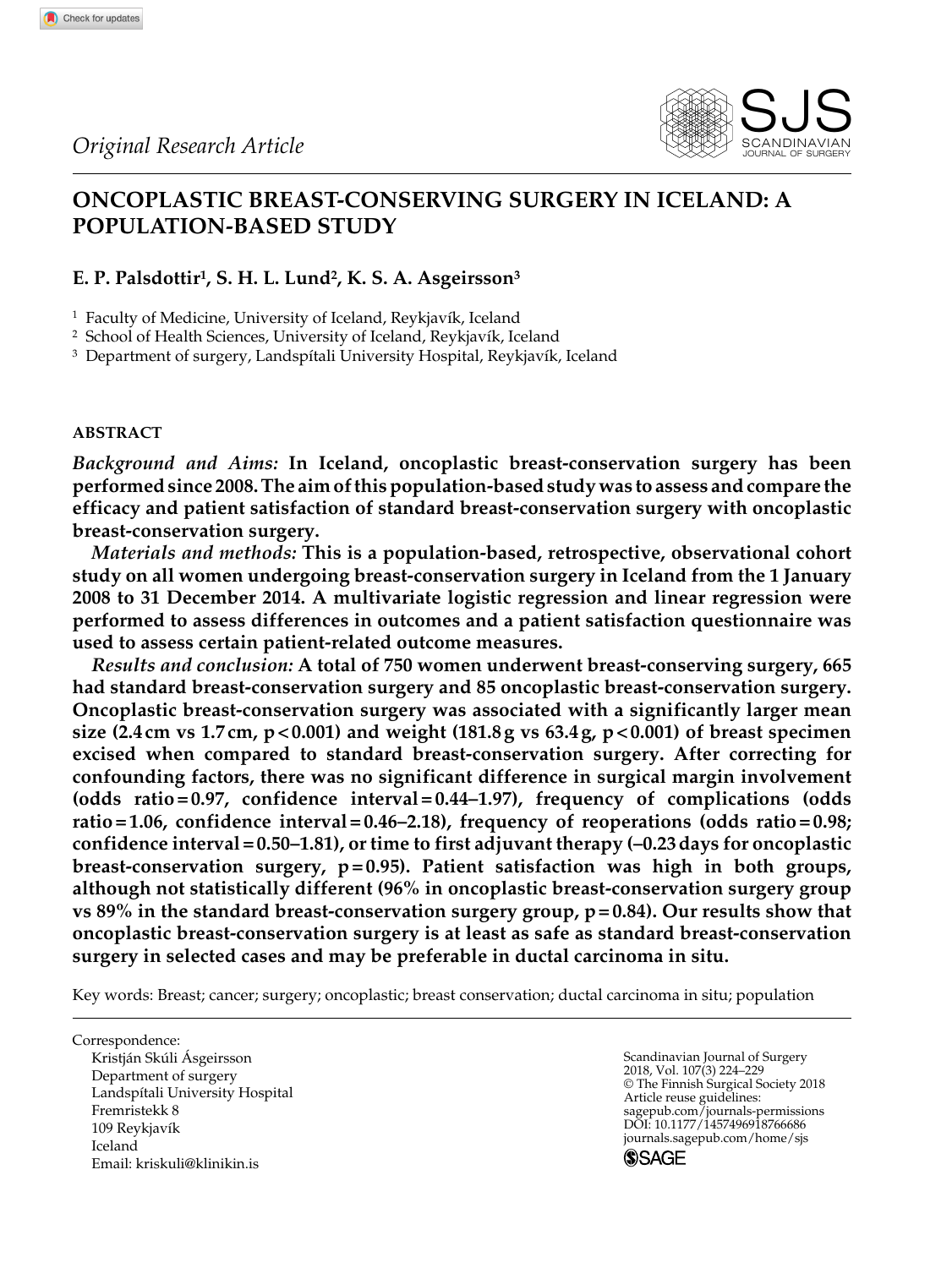*Original Research Article*

# ONCOPLASTIC BREAST-CONSERVING SURGERY IN ICELAND: A POPULATION-BASED STUDY

**E. P. Palsdottir[1], S. H. L. Lund[2], K. S. A. Asgeirsson[3]**

[1] Faculty of Medicine, University of Iceland, Reykjavík, Iceland
[2] School of Health Sciences, University of Iceland, Reykjavík, Iceland
[3] Department of surgery, Landspítali University Hospital, Reykjavík, Iceland

## ABSTRACT

*Background and Aims:* **In Iceland, oncoplastic breast-conservation surgery has been performed since 2008. The aim of this population-based study was to assess and compare the efficacy and patient satisfaction of standard breast-conservation surgery with oncoplastic breast-conservation surgery.**

*Materials and methods:* **This is a population-based, retrospective, observational cohort study on all women undergoing breast-conservation surgery in Iceland from the 1 January 2008 to 31 December 2014. A multivariate logistic regression and linear regression were performed to assess differences in outcomes and a patient satisfaction questionnaire was used to assess certain patient-related outcome measures.**

*Results and conclusion:* **A total of 750 women underwent breast-conserving surgery, 665 had standard breast-conservation surgery and 85 oncoplastic breast-conservation surgery. Oncoplastic breast-conservation surgery was associated with a significantly larger mean size (2.4 cm vs 1.7 cm, $p < 0.001$) and weight (181.8 g vs 63.4 g, $p < 0.001$) of breast specimen excised when compared to standard breast-conservation surgery. After correcting for confounding factors, there was no significant difference in surgical margin involvement (odds ratio = 0.97, confidence interval = 0.44–1.97), frequency of complications (odds ratio = 1.06, confidence interval = 0.46–2.18), frequency of reoperations (odds ratio = 0.98; confidence interval = 0.50–1.81), or time to first adjuvant therapy (–0.23 days for oncoplastic breast-conservation surgery, $p = 0.95$). Patient satisfaction was high in both groups, although not statistically different (96% in oncoplastic breast-conservation surgery group vs 89% in the standard breast-conservation surgery group, $p = 0.84$). Our results show that oncoplastic breast-conservation surgery is at least as safe as standard breast-conservation surgery in selected cases and may be preferable in ductal carcinoma in situ.**

Key words: Breast; cancer; surgery; oncoplastic; breast conservation; ductal carcinoma in situ; population

Correspondence:
Kristján Skúli Ásgeirsson
Department of surgery
Landspítali University Hospital
Fremristekk 8
109 Reykjavík
Iceland
Email: kriskuli@klinikin.is

Scandinavian Journal of Surgery
2018, Vol. 107(3) 224–229
© The Finnish Surgical Society 2018
Article reuse guidelines:
sagepub.com/journals-permissions
DOI: 10.1177/1457496918766686
journals.sagepub.com/home/sjs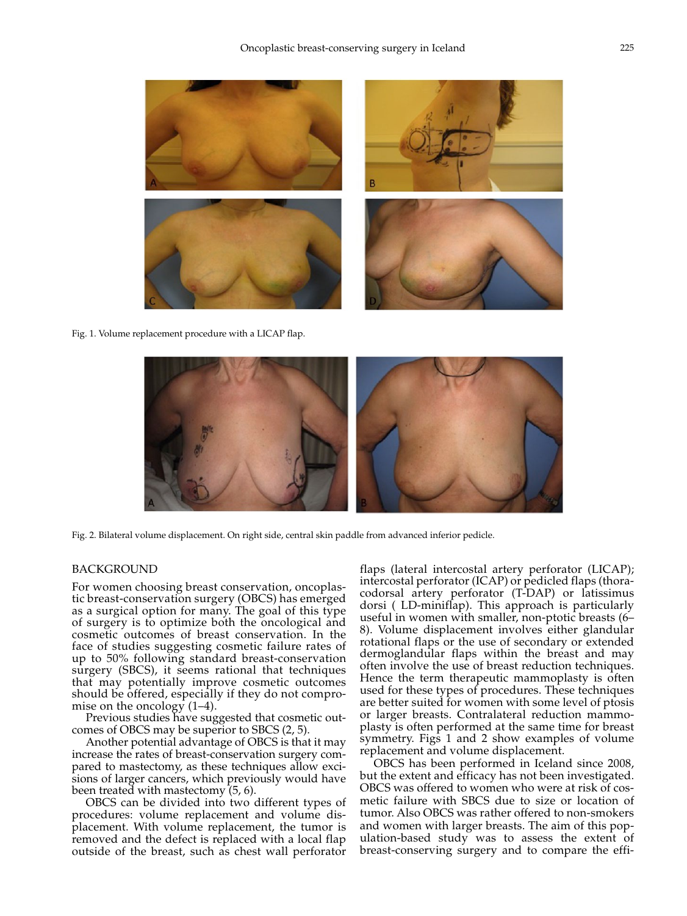Fig. 1. Volume replacement procedure with a LICAP flap.

Fig. 2. Bilateral volume displacement. On right side, central skin paddle from advanced inferior pedicle.

## BACKGROUND

For women choosing breast conservation, oncoplastic breast-conservation surgery (OBCS) has emerged as a surgical option for many. The goal of this type of surgery is to optimize both the oncological and cosmetic outcomes of breast conservation. In the face of studies suggesting cosmetic failure rates of up to 50% following standard breast-conservation surgery (SBCS), it seems rational that techniques that may potentially improve cosmetic outcomes should be offered, especially if they do not compromise on the oncology (1–4).

Previous studies have suggested that cosmetic outcomes of OBCS may be superior to SBCS (2, 5).

Another potential advantage of OBCS is that it may increase the rates of breast-conservation surgery compared to mastectomy, as these techniques allow excisions of larger cancers, which previously would have been treated with mastectomy (5, 6).

OBCS can be divided into two different types of procedures: volume replacement and volume displacement. With volume replacement, the tumor is removed and the defect is replaced with a local flap outside of the breast, such as chest wall perforator flaps (lateral intercostal artery perforator (LICAP); intercostal perforator (ICAP) or pedicled flaps (thoracodorsal artery perforator (T-DAP) or latissimus dorsi ( LD-miniflap). This approach is particularly useful in women with smaller, non-ptotic breasts (6–8). Volume displacement involves either glandular rotational flaps or the use of secondary or extended dermoglandular flaps within the breast and may often involve the use of breast reduction techniques. Hence the term therapeutic mammoplasty is often used for these types of procedures. These techniques are better suited for women with some level of ptosis or larger breasts. Contralateral reduction mammoplasty is often performed at the same time for breast symmetry. Figs 1 and 2 show examples of volume replacement and volume displacement.

OBCS has been performed in Iceland since 2008, but the extent and efficacy has not been investigated. OBCS was offered to women who were at risk of cosmetic failure with SBCS due to size or location of tumor. Also OBCS was rather offered to non-smokers and women with larger breasts. The aim of this population-based study was to assess the extent of breast-conserving surgery and to compare the effi-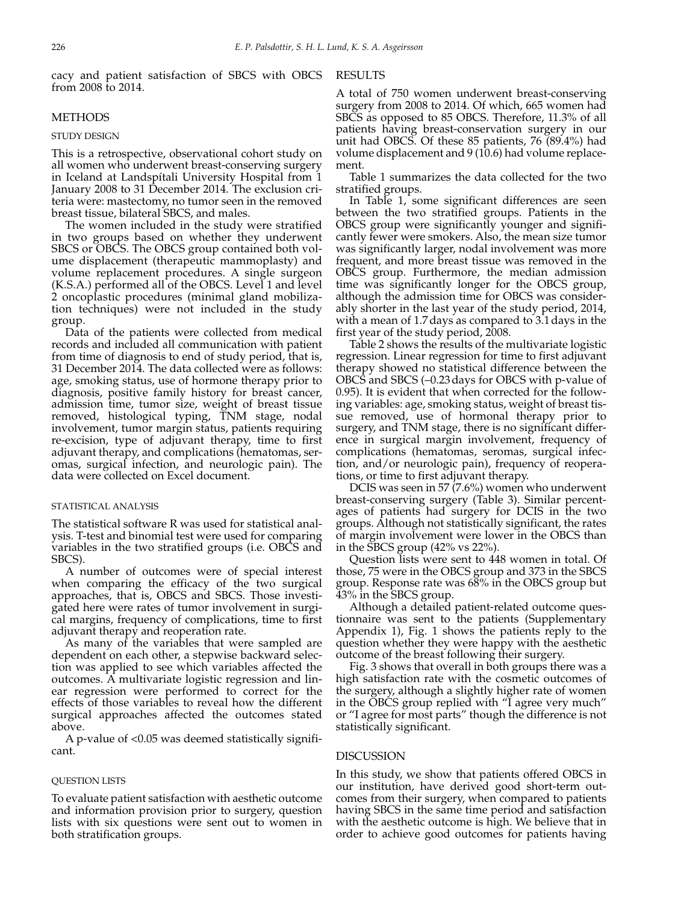cacy and patient satisfaction of SBCS with OBCS from 2008 to 2014.

## METHODS

### STUDY DESIGN

This is a retrospective, observational cohort study on all women who underwent breast-conserving surgery in Iceland at Landspítali University Hospital from 1 January 2008 to 31 December 2014. The exclusion criteria were: mastectomy, no tumor seen in the removed breast tissue, bilateral SBCS, and males.

The women included in the study were stratified in two groups based on whether they underwent SBCS or OBCS. The OBCS group contained both volume displacement (therapeutic mammoplasty) and volume replacement procedures. A single surgeon (K.S.A.) performed all of the OBCS. Level 1 and level 2 oncoplastic procedures (minimal gland mobilization techniques) were not included in the study group.

Data of the patients were collected from medical records and included all communication with patient from time of diagnosis to end of study period, that is, 31 December 2014. The data collected were as follows: age, smoking status, use of hormone therapy prior to diagnosis, positive family history for breast cancer, admission time, tumor size, weight of breast tissue removed, histological typing, TNM stage, nodal involvement, tumor margin status, patients requiring re-excision, type of adjuvant therapy, time to first adjuvant therapy, and complications (hematomas, seromas, surgical infection, and neurologic pain). The data were collected on Excel document.

### STATISTICAL ANALYSIS

The statistical software R was used for statistical analysis. T-test and binomial test were used for comparing variables in the two stratified groups (i.e. OBCS and SBCS).

A number of outcomes were of special interest when comparing the efficacy of the two surgical approaches, that is, OBCS and SBCS. Those investigated here were rates of tumor involvement in surgical margins, frequency of complications, time to first adjuvant therapy and reoperation rate.

As many of the variables that were sampled are dependent on each other, a stepwise backward selection was applied to see which variables affected the outcomes. A multivariate logistic regression and linear regression were performed to correct for the effects of those variables to reveal how the different surgical approaches affected the outcomes stated above.

A p-value of <0.05 was deemed statistically significant.

### QUESTION LISTS

To evaluate patient satisfaction with aesthetic outcome and information provision prior to surgery, question lists with six questions were sent out to women in both stratification groups.

## RESULTS

A total of 750 women underwent breast-conserving surgery from 2008 to 2014. Of which, 665 women had SBCS as opposed to 85 OBCS. Therefore, 11.3% of all patients having breast-conservation surgery in our unit had OBCS. Of these 85 patients, 76 (89.4%) had volume displacement and 9 (10.6) had volume replacement.

Table 1 summarizes the data collected for the two stratified groups.

In Table 1, some significant differences are seen between the two stratified groups. Patients in the OBCS group were significantly younger and significantly fewer were smokers. Also, the mean size tumor was significantly larger, nodal involvement was more frequent, and more breast tissue was removed in the OBCS group. Furthermore, the median admission time was significantly longer for the OBCS group, although the admission time for OBCS was considerably shorter in the last year of the study period, 2014, with a mean of 1.7 days as compared to 3.1 days in the first year of the study period, 2008.

Table 2 shows the results of the multivariate logistic regression. Linear regression for time to first adjuvant therapy showed no statistical difference between the OBCS and SBCS (–0.23 days for OBCS with p-value of 0.95). It is evident that when corrected for the following variables: age, smoking status, weight of breast tissue removed, use of hormonal therapy prior to surgery, and TNM stage, there is no significant difference in surgical margin involvement, frequency of complications (hematomas, seromas, surgical infection, and/or neurologic pain), frequency of reoperations, or time to first adjuvant therapy.

DCIS was seen in 57 (7.6%) women who underwent breast-conserving surgery (Table 3). Similar percentages of patients had surgery for DCIS in the two groups. Although not statistically significant, the rates of margin involvement were lower in the OBCS than in the SBCS group (42% vs 22%).

Question lists were sent to 448 women in total. Of those, 75 were in the OBCS group and 373 in the SBCS group. Response rate was 68% in the OBCS group but 43% in the SBCS group.

Although a detailed patient-related outcome questionnaire was sent to the patients (Supplementary Appendix 1), Fig. 1 shows the patients reply to the question whether they were happy with the aesthetic outcome of the breast following their surgery.

Fig. 3 shows that overall in both groups there was a high satisfaction rate with the cosmetic outcomes of the surgery, although a slightly higher rate of women in the OBCS group replied with "I agree very much" or "I agree for most parts" though the difference is not statistically significant.

## DISCUSSION

In this study, we show that patients offered OBCS in our institution, have derived good short-term outcomes from their surgery, when compared to patients having SBCS in the same time period and satisfaction with the aesthetic outcome is high. We believe that in order to achieve good outcomes for patients having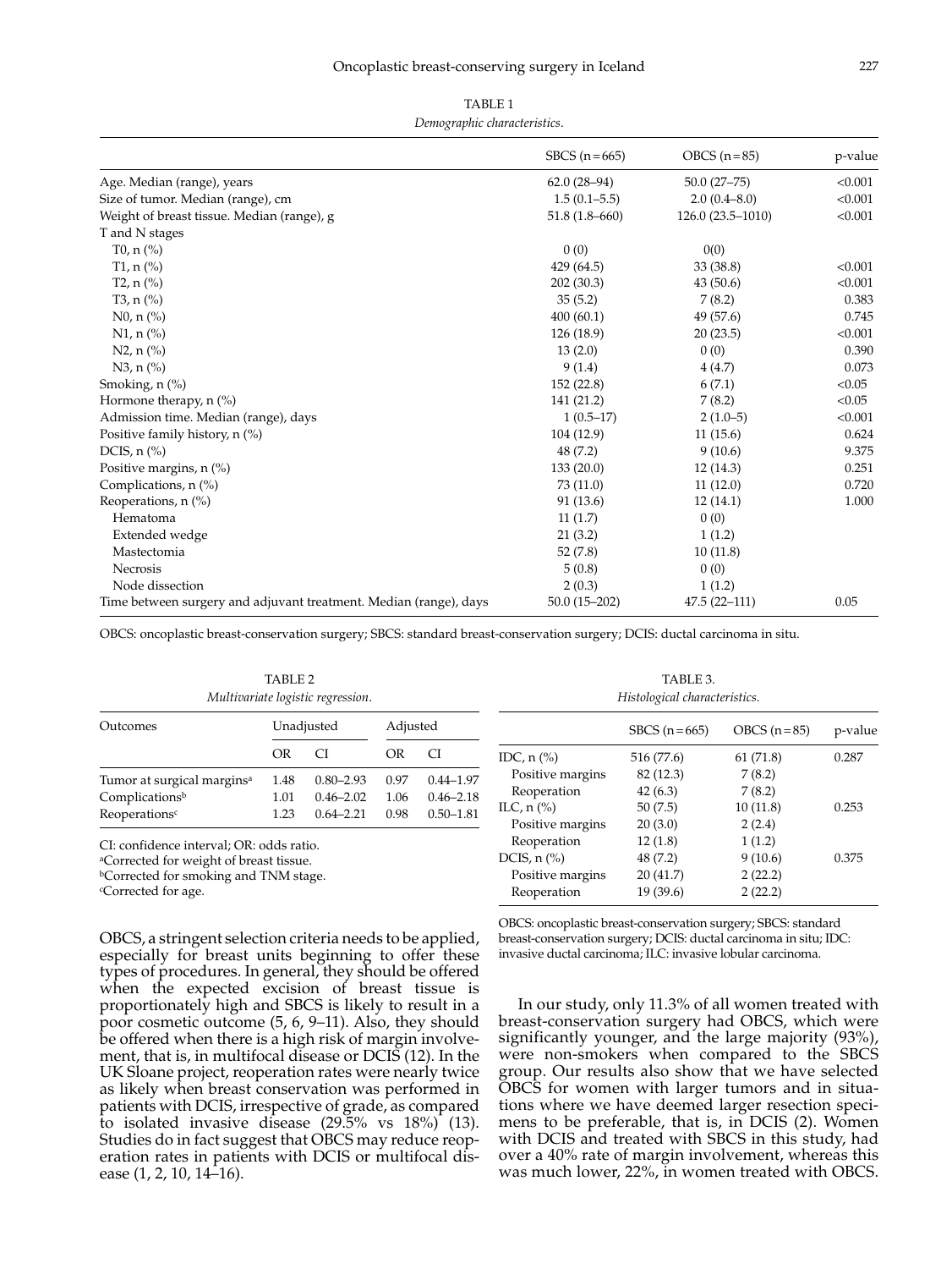TABLE 1

*Demographic characteristics.*

| | SBCS (n = 665) | OBCS (n = 85) | p-value |
|---|---|---|---|
| Age. Median (range), years | 62.0 (28–94) | 50.0 (27–75) | <0.001 |
| Size of tumor. Median (range), cm | 1.5 (0.1–5.5) | 2.0 (0.4–8.0) | <0.001 |
| Weight of breast tissue. Median (range), g | 51.8 (1.8–660) | 126.0 (23.5–1010) | <0.001 |
| T and N stages | | | |
| T0, n (%) | 0 (0) | 0(0) | |
| T1, n (%) | 429 (64.5) | 33 (38.8) | <0.001 |
| T2, n (%) | 202 (30.3) | 43 (50.6) | <0.001 |
| T3, n (%) | 35 (5.2) | 7 (8.2) | 0.383 |
| N0, n (%) | 400 (60.1) | 49 (57.6) | 0.745 |
| N1, n (%) | 126 (18.9) | 20 (23.5) | <0.001 |
| N2, n (%) | 13 (2.0) | 0 (0) | 0.390 |
| N3, n (%) | 9 (1.4) | 4 (4.7) | 0.073 |
| Smoking, n (%) | 152 (22.8) | 6 (7.1) | <0.05 |
| Hormone therapy, n (%) | 141 (21.2) | 7 (8.2) | <0.05 |
| Admission time. Median (range), days | 1 (0.5–17) | 2 (1.0–5) | <0.001 |
| Positive family history, n (%) | 104 (12.9) | 11 (15.6) | 0.624 |
| DCIS, n (%) | 48 (7.2) | 9 (10.6) | 9.375 |
| Positive margins, n (%) | 133 (20.0) | 12 (14.3) | 0.251 |
| Complications, n (%) | 73 (11.0) | 11 (12.0) | 0.720 |
| Reoperations, n (%) | 91 (13.6) | 12 (14.1) | 1.000 |
| Hematoma | 11 (1.7) | 0 (0) | |
| Extended wedge | 21 (3.2) | 1 (1.2) | |
| Mastectomia | 52 (7.8) | 10 (11.8) | |
| Necrosis | 5 (0.8) | 0 (0) | |
| Node dissection | 2 (0.3) | 1 (1.2) | |
| Time between surgery and adjuvant treatment. Median (range), days | 50.0 (15–202) | 47.5 (22–111) | 0.05 |

OBCS: oncoplastic breast-conservation surgery; SBCS: standard breast-conservation surgery; DCIS: ductal carcinoma in situ.

TABLE 2

*Multivariate logistic regression.*

| Outcomes | Unadjusted | | Adjusted | |
|---|---|---|---|---|
| | OR | CI | OR | CI |
| Tumor at surgical margins[a] | 1.48 | 0.80–2.93 | 0.97 | 0.44–1.97 |
| Complications[b] | 1.01 | 0.46–2.02 | 1.06 | 0.46–2.18 |
| Reoperations[c] | 1.23 | 0.64–2.21 | 0.98 | 0.50–1.81 |

CI: confidence interval; OR: odds ratio.
[a]Corrected for weight of breast tissue.
[b]Corrected for smoking and TNM stage.
[c]Corrected for age.

TABLE 3.

*Histological characteristics.*

| | SBCS (n = 665) | OBCS (n = 85) | p-value |
|---|---|---|---|
| IDC, n (%) | 516 (77.6) | 61 (71.8) | 0.287 |
| Positive margins | 82 (12.3) | 7 (8.2) | |
| Reoperation | 42 (6.3) | 7 (8.2) | |
| ILC, n (%) | 50 (7.5) | 10 (11.8) | 0.253 |
| Positive margins | 20 (3.0) | 2 (2.4) | |
| Reoperation | 12 (1.8) | 1 (1.2) | |
| DCIS, n (%) | 48 (7.2) | 9 (10.6) | 0.375 |
| Positive margins | 20 (41.7) | 2 (22.2) | |
| Reoperation | 19 (39.6) | 2 (22.2) | |

OBCS: oncoplastic breast-conservation surgery; SBCS: standard breast-conservation surgery; DCIS: ductal carcinoma in situ; IDC: invasive ductal carcinoma; ILC: invasive lobular carcinoma.

OBCS, a stringent selection criteria needs to be applied, especially for breast units beginning to offer these types of procedures. In general, they should be offered when the expected excision of breast tissue is proportionately high and SBCS is likely to result in a poor cosmetic outcome (5, 6, 9–11). Also, they should be offered when there is a high risk of margin involvement, that is, in multifocal disease or DCIS (12). In the UK Sloane project, reoperation rates were nearly twice as likely when breast conservation was performed in patients with DCIS, irrespective of grade, as compared to isolated invasive disease (29.5% vs 18%) (13). Studies do in fact suggest that OBCS may reduce reoperation rates in patients with DCIS or multifocal disease (1, 2, 10, 14–16).

In our study, only 11.3% of all women treated with breast-conservation surgery had OBCS, which were significantly younger, and the large majority (93%), were non-smokers when compared to the SBCS group. Our results also show that we have selected OBCS for women with larger tumors and in situations where we have deemed larger resection specimens to be preferable, that is, in DCIS (2). Women with DCIS and treated with SBCS in this study, had over a 40% rate of margin involvement, whereas this was much lower, 22%, in women treated with OBCS.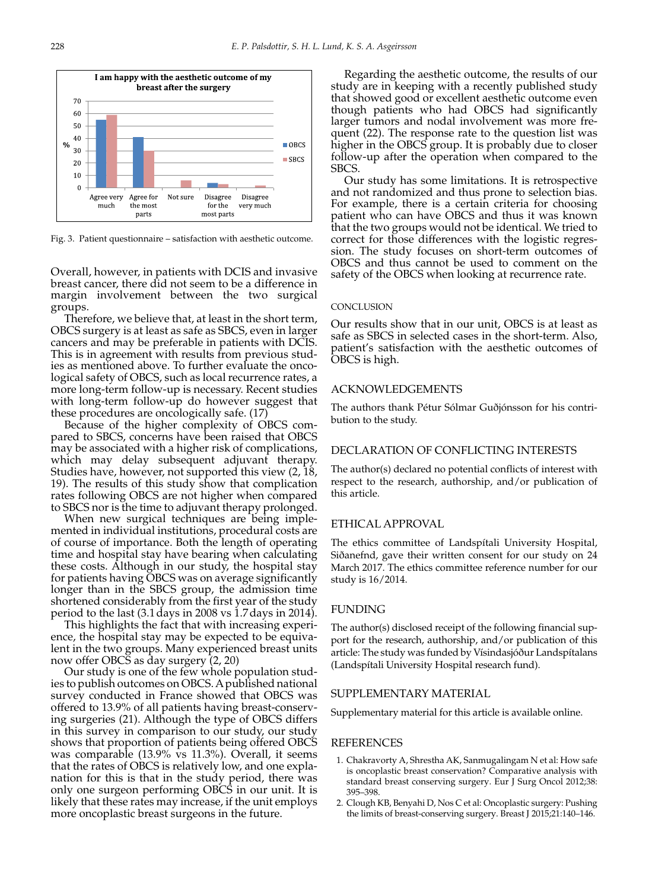Fig. 3. Patient questionnaire – satisfaction with aesthetic outcome.

Overall, however, in patients with DCIS and invasive breast cancer, there did not seem to be a difference in margin involvement between the two surgical groups.

Therefore, we believe that, at least in the short term, OBCS surgery is at least as safe as SBCS, even in larger cancers and may be preferable in patients with DCIS. This is in agreement with results from previous studies as mentioned above. To further evaluate the oncological safety of OBCS, such as local recurrence rates, a more long-term follow-up is necessary. Recent studies with long-term follow-up do however suggest that these procedures are oncologically safe. (17)

Because of the higher complexity of OBCS compared to SBCS, concerns have been raised that OBCS may be associated with a higher risk of complications, which may delay subsequent adjuvant therapy. Studies have, however, not supported this view (2, 18, 19). The results of this study show that complication rates following OBCS are not higher when compared to SBCS nor is the time to adjuvant therapy prolonged.

When new surgical techniques are being implemented in individual institutions, procedural costs are of course of importance. Both the length of operating time and hospital stay have bearing when calculating these costs. Although in our study, the hospital stay for patients having OBCS was on average significantly longer than in the SBCS group, the admission time shortened considerably from the first year of the study period to the last (3.1 days in 2008 vs 1.7 days in 2014).

This highlights the fact that with increasing experience, the hospital stay may be expected to be equivalent in the two groups. Many experienced breast units now offer OBCS as day surgery (2, 20)

Our study is one of the few whole population studies to publish outcomes on OBCS. A published national survey conducted in France showed that OBCS was offered to 13.9% of all patients having breast-conserving surgeries (21). Although the type of OBCS differs in this survey in comparison to our study, our study shows that proportion of patients being offered OBCS was comparable (13.9% vs 11.3%). Overall, it seems that the rates of OBCS is relatively low, and one explanation for this is that in the study period, there was only one surgeon performing OBCS in our unit. It is likely that these rates may increase, if the unit employs more oncoplastic breast surgeons in the future.

Regarding the aesthetic outcome, the results of our study are in keeping with a recently published study that showed good or excellent aesthetic outcome even though patients who had OBCS had significantly larger tumors and nodal involvement was more frequent (22). The response rate to the question list was higher in the OBCS group. It is probably due to closer follow-up after the operation when compared to the SBCS.

Our study has some limitations. It is retrospective and not randomized and thus prone to selection bias. For example, there is a certain criteria for choosing patient who can have OBCS and thus it was known that the two groups would not be identical. We tried to correct for those differences with the logistic regression. The study focuses on short-term outcomes of OBCS and thus cannot be used to comment on the safety of the OBCS when looking at recurrence rate.

## CONCLUSION

Our results show that in our unit, OBCS is at least as safe as SBCS in selected cases in the short-term. Also, patient's satisfaction with the aesthetic outcomes of OBCS is high.

## ACKNOWLEDGEMENTS

The authors thank Pétur Sólmar Guðjónsson for his contribution to the study.

## DECLARATION OF CONFLICTING INTERESTS

The author(s) declared no potential conflicts of interest with respect to the research, authorship, and/or publication of this article.

## ETHICAL APPROVAL

The ethics committee of Landspítali University Hospital, Siðanefnd, gave their written consent for our study on 24 March 2017. The ethics committee reference number for our study is 16/2014.

## FUNDING

The author(s) disclosed receipt of the following financial support for the research, authorship, and/or publication of this article: The study was funded by Vísindasjóður Landspítalans (Landspítali University Hospital research fund).

## SUPPLEMENTARY MATERIAL

Supplementary material for this article is available online.

## REFERENCES

1. Chakravorty A, Shrestha AK, Sanmugalingam N et al: How safe is oncoplastic breast conservation? Comparative analysis with standard breast conserving surgery. Eur J Surg Oncol 2012;38: 395–398.
2. Clough KB, Benyahi D, Nos C et al: Oncoplastic surgery: Pushing the limits of breast-conserving surgery. Breast J 2015;21:140–146.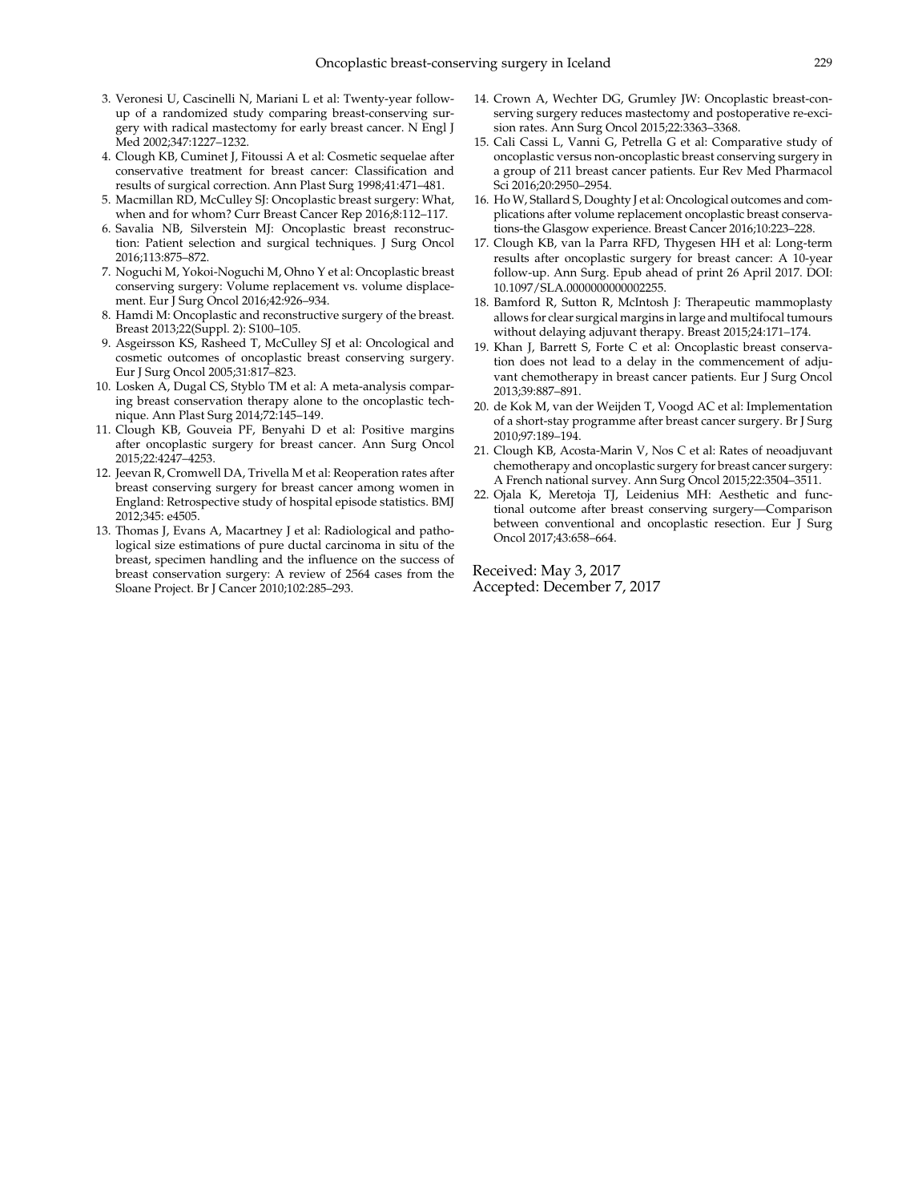3. Veronesi U, Cascinelli N, Mariani L et al: Twenty-year follow-up of a randomized study comparing breast-conserving surgery with radical mastectomy for early breast cancer. N Engl J Med 2002;347:1227–1232.
4. Clough KB, Cuminet J, Fitoussi A et al: Cosmetic sequelae after conservative treatment for breast cancer: Classification and results of surgical correction. Ann Plast Surg 1998;41:471–481.
5. Macmillan RD, McCulley SJ: Oncoplastic breast surgery: What, when and for whom? Curr Breast Cancer Rep 2016;8:112–117.
6. Savalia NB, Silverstein MJ: Oncoplastic breast reconstruction: Patient selection and surgical techniques. J Surg Oncol 2016;113:875–872.
7. Noguchi M, Yokoi-Noguchi M, Ohno Y et al: Oncoplastic breast conserving surgery: Volume replacement vs. volume displacement. Eur J Surg Oncol 2016;42:926–934.
8. Hamdi M: Oncoplastic and reconstructive surgery of the breast. Breast 2013;22(Suppl. 2): S100–105.
9. Asgeirsson KS, Rasheed T, McCulley SJ et al: Oncological and cosmetic outcomes of oncoplastic breast conserving surgery. Eur J Surg Oncol 2005;31:817–823.
10. Losken A, Dugal CS, Styblo TM et al: A meta-analysis comparing breast conservation therapy alone to the oncoplastic technique. Ann Plast Surg 2014;72:145–149.
11. Clough KB, Gouveia PF, Benyahi D et al: Positive margins after oncoplastic surgery for breast cancer. Ann Surg Oncol 2015;22:4247–4253.
12. Jeevan R, Cromwell DA, Trivella M et al: Reoperation rates after breast conserving surgery for breast cancer among women in England: Retrospective study of hospital episode statistics. BMJ 2012;345: e4505.
13. Thomas J, Evans A, Macartney J et al: Radiological and pathological size estimations of pure ductal carcinoma in situ of the breast, specimen handling and the influence on the success of breast conservation surgery: A review of 2564 cases from the Sloane Project. Br J Cancer 2010;102:285–293.
14. Crown A, Wechter DG, Grumley JW: Oncoplastic breast-conserving surgery reduces mastectomy and postoperative re-excision rates. Ann Surg Oncol 2015;22:3363–3368.
15. Cali Cassi L, Vanni G, Petrella G et al: Comparative study of oncoplastic versus non-oncoplastic breast conserving surgery in a group of 211 breast cancer patients. Eur Rev Med Pharmacol Sci 2016;20:2950–2954.
16. Ho W, Stallard S, Doughty J et al: Oncological outcomes and complications after volume replacement oncoplastic breast conservations-the Glasgow experience. Breast Cancer 2016;10:223–228.
17. Clough KB, van la Parra RFD, Thygesen HH et al: Long-term results after oncoplastic surgery for breast cancer: A 10-year follow-up. Ann Surg. Epub ahead of print 26 April 2017. DOI: 10.1097/SLA.0000000000002255.
18. Bamford R, Sutton R, McIntosh J: Therapeutic mammoplasty allows for clear surgical margins in large and multifocal tumours without delaying adjuvant therapy. Breast 2015;24:171–174.
19. Khan J, Barrett S, Forte C et al: Oncoplastic breast conservation does not lead to a delay in the commencement of adjuvant chemotherapy in breast cancer patients. Eur J Surg Oncol 2013;39:887–891.
20. de Kok M, van der Weijden T, Voogd AC et al: Implementation of a short-stay programme after breast cancer surgery. Br J Surg 2010;97:189–194.
21. Clough KB, Acosta-Marin V, Nos C et al: Rates of neoadjuvant chemotherapy and oncoplastic surgery for breast cancer surgery: A French national survey. Ann Surg Oncol 2015;22:3504–3511.
22. Ojala K, Meretoja TJ, Leidenius MH: Aesthetic and functional outcome after breast conserving surgery—Comparison between conventional and oncoplastic resection. Eur J Surg Oncol 2017;43:658–664.

Received: May 3, 2017
Accepted: December 7, 2017